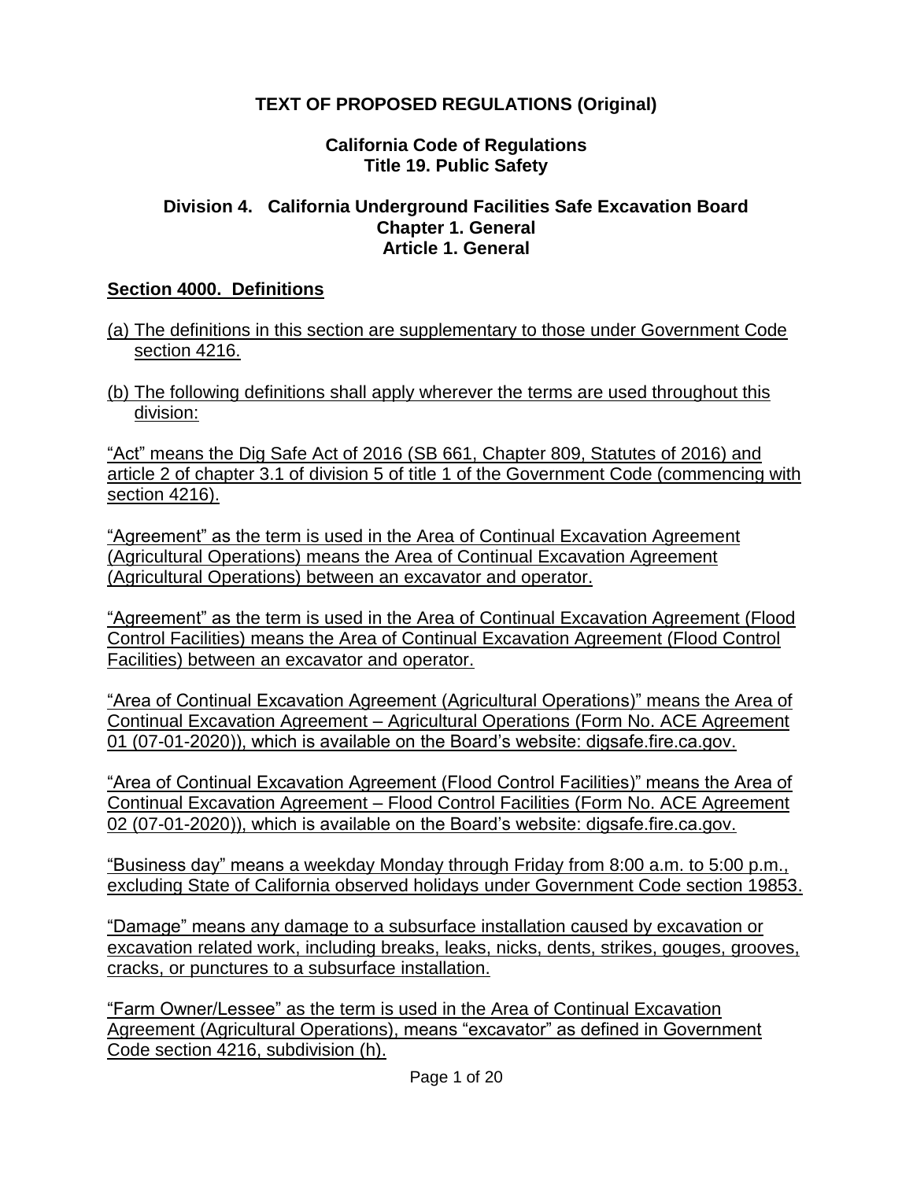**TEXT OF PROPOSED REGULATIONS (Original)**

**California Code of Regulations**
**Title 19. Public Safety**

**Division 4. California Underground Facilities Safe Excavation Board**
**Chapter 1. General**
**Article 1. General**

## Section 4000. Definitions

(a) The definitions in this section are supplementary to those under Government Code section 4216.

(b) The following definitions shall apply wherever the terms are used throughout this division:

"Act" means the Dig Safe Act of 2016 (SB 661, Chapter 809, Statutes of 2016) and article 2 of chapter 3.1 of division 5 of title 1 of the Government Code (commencing with section 4216).

"Agreement" as the term is used in the Area of Continual Excavation Agreement (Agricultural Operations) means the Area of Continual Excavation Agreement (Agricultural Operations) between an excavator and operator.

"Agreement" as the term is used in the Area of Continual Excavation Agreement (Flood Control Facilities) means the Area of Continual Excavation Agreement (Flood Control Facilities) between an excavator and operator.

"Area of Continual Excavation Agreement (Agricultural Operations)" means the Area of Continual Excavation Agreement – Agricultural Operations (Form No. ACE Agreement 01 (07-01-2020)), which is available on the Board's website: digsafe.fire.ca.gov.

"Area of Continual Excavation Agreement (Flood Control Facilities)" means the Area of Continual Excavation Agreement – Flood Control Facilities (Form No. ACE Agreement 02 (07-01-2020)), which is available on the Board's website: digsafe.fire.ca.gov.

"Business day" means a weekday Monday through Friday from 8:00 a.m. to 5:00 p.m., excluding State of California observed holidays under Government Code section 19853.

"Damage" means any damage to a subsurface installation caused by excavation or excavation related work, including breaks, leaks, nicks, dents, strikes, gouges, grooves, cracks, or punctures to a subsurface installation.

"Farm Owner/Lessee" as the term is used in the Area of Continual Excavation Agreement (Agricultural Operations), means "excavator" as defined in Government Code section 4216, subdivision (h).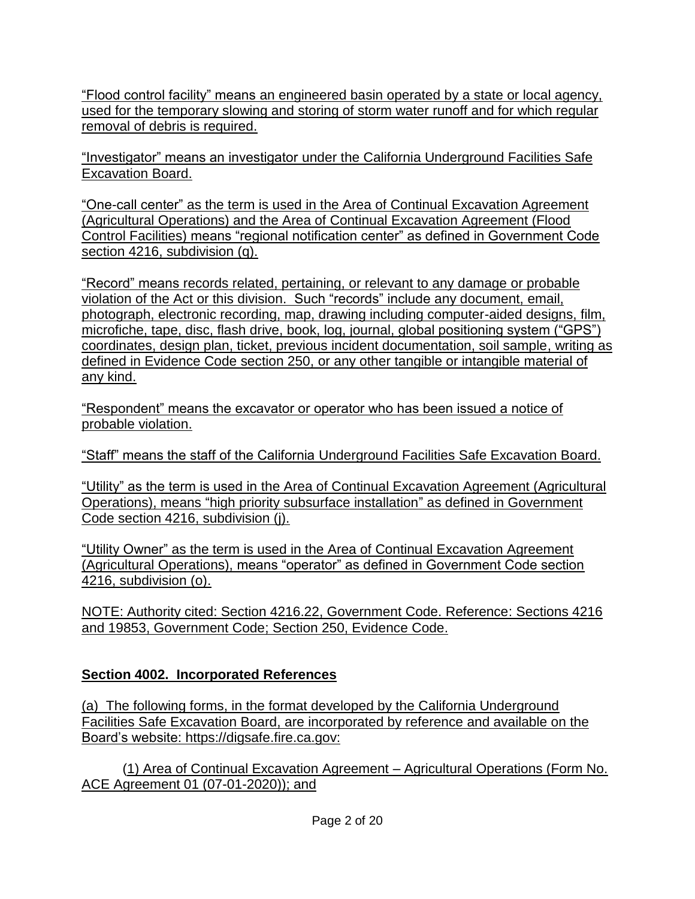"Flood control facility" means an engineered basin operated by a state or local agency, used for the temporary slowing and storing of storm water runoff and for which regular removal of debris is required.

"Investigator" means an investigator under the California Underground Facilities Safe Excavation Board.

"One-call center" as the term is used in the Area of Continual Excavation Agreement (Agricultural Operations) and the Area of Continual Excavation Agreement (Flood Control Facilities) means "regional notification center" as defined in Government Code section 4216, subdivision (q).

"Record" means records related, pertaining, or relevant to any damage or probable violation of the Act or this division. Such "records" include any document, email, photograph, electronic recording, map, drawing including computer-aided designs, film, microfiche, tape, disc, flash drive, book, log, journal, global positioning system ("GPS") coordinates, design plan, ticket, previous incident documentation, soil sample, writing as defined in Evidence Code section 250, or any other tangible or intangible material of any kind.

"Respondent" means the excavator or operator who has been issued a notice of probable violation.

"Staff" means the staff of the California Underground Facilities Safe Excavation Board.

"Utility" as the term is used in the Area of Continual Excavation Agreement (Agricultural Operations), means "high priority subsurface installation" as defined in Government Code section 4216, subdivision (j).

"Utility Owner" as the term is used in the Area of Continual Excavation Agreement (Agricultural Operations), means "operator" as defined in Government Code section 4216, subdivision (o).

NOTE: Authority cited: Section 4216.22, Government Code. Reference: Sections 4216 and 19853, Government Code; Section 250, Evidence Code.

## Section 4002. Incorporated References

(a) The following forms, in the format developed by the California Underground Facilities Safe Excavation Board, are incorporated by reference and available on the Board's website: https://digsafe.fire.ca.gov:

(1) Area of Continual Excavation Agreement – Agricultural Operations (Form No. ACE Agreement 01 (07-01-2020)); and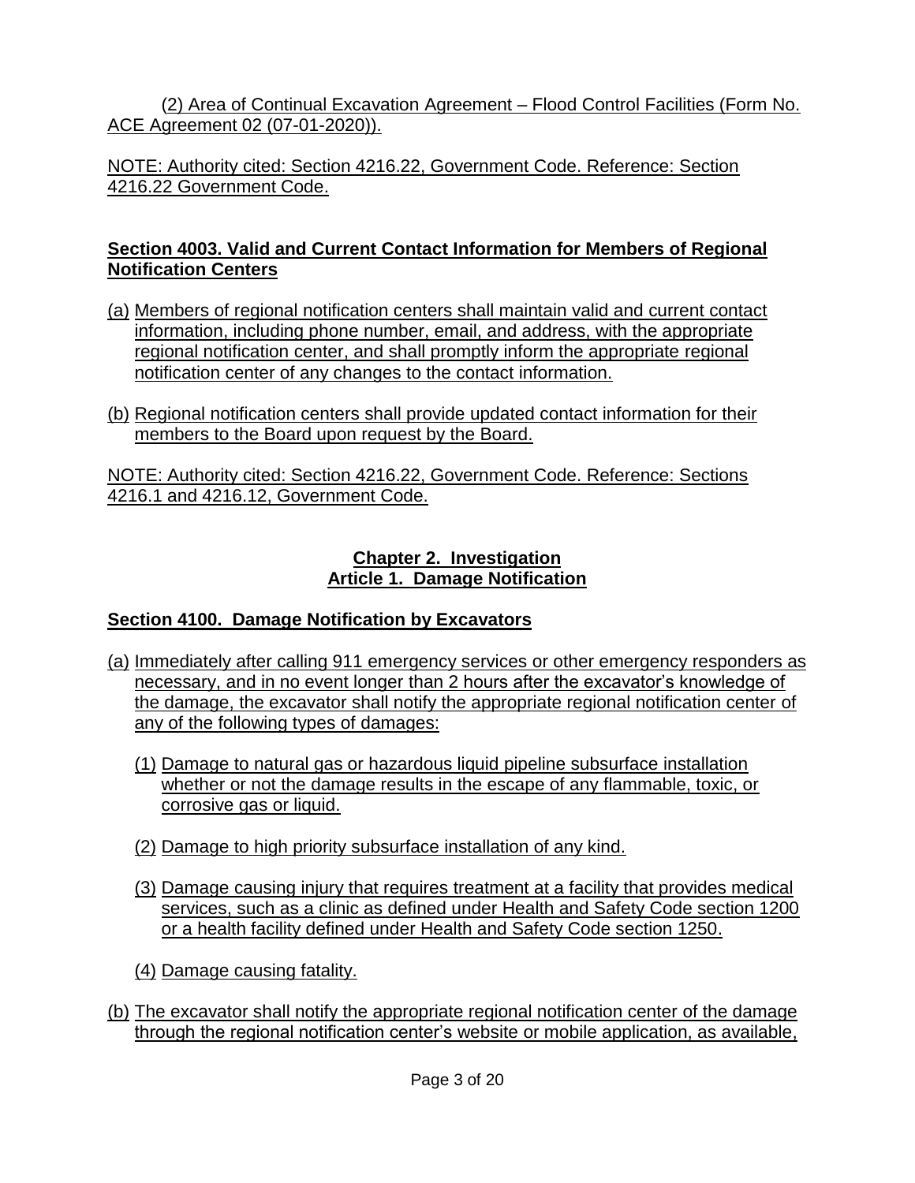(2) Area of Continual Excavation Agreement – Flood Control Facilities (Form No. ACE Agreement 02 (07-01-2020)).

NOTE: Authority cited: Section 4216.22, Government Code. Reference: Section 4216.22 Government Code.

## Section 4003. Valid and Current Contact Information for Members of Regional Notification Centers

(a) Members of regional notification centers shall maintain valid and current contact information, including phone number, email, and address, with the appropriate regional notification center, and shall promptly inform the appropriate regional notification center of any changes to the contact information.

(b) Regional notification centers shall provide updated contact information for their members to the Board upon request by the Board.

NOTE: Authority cited: Section 4216.22, Government Code. Reference: Sections 4216.1 and 4216.12, Government Code.

# Chapter 2. Investigation

## Article 1. Damage Notification

## Section 4100. Damage Notification by Excavators

(a) Immediately after calling 911 emergency services or other emergency responders as necessary, and in no event longer than 2 hours after the excavator's knowledge of the damage, the excavator shall notify the appropriate regional notification center of any of the following types of damages:

   (1) Damage to natural gas or hazardous liquid pipeline subsurface installation whether or not the damage results in the escape of any flammable, toxic, or corrosive gas or liquid.

   (2) Damage to high priority subsurface installation of any kind.

   (3) Damage causing injury that requires treatment at a facility that provides medical services, such as a clinic as defined under Health and Safety Code section 1200 or a health facility defined under Health and Safety Code section 1250.

   (4) Damage causing fatality.

(b) The excavator shall notify the appropriate regional notification center of the damage through the regional notification center's website or mobile application, as available,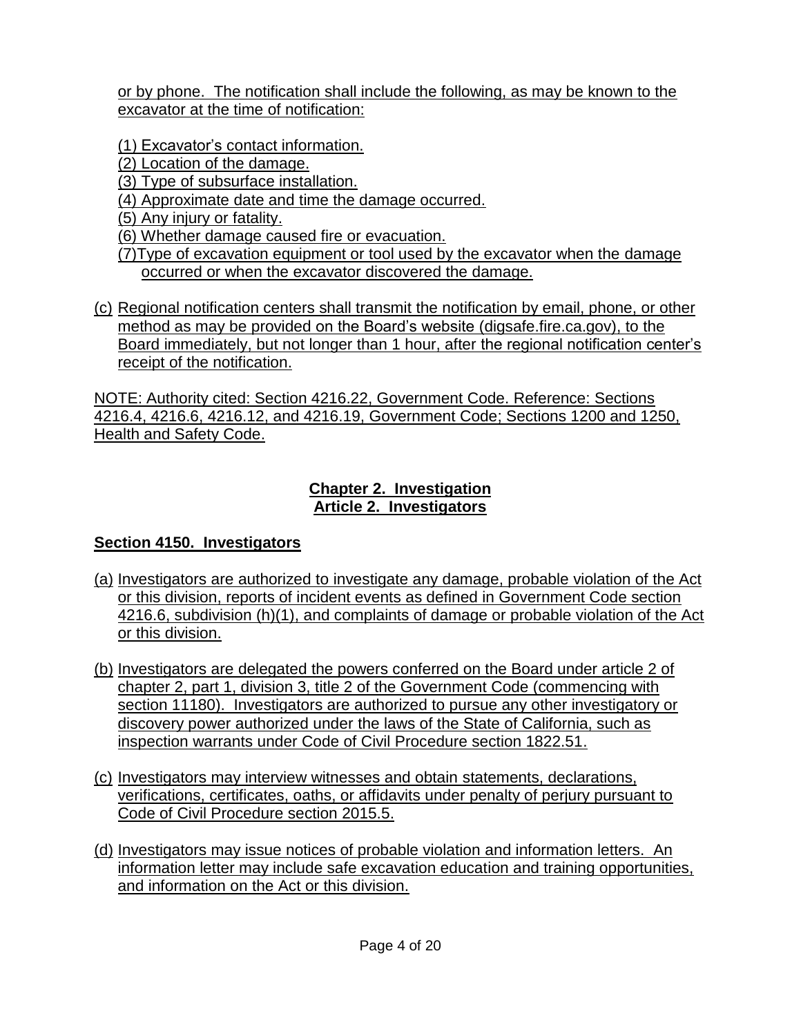or by phone. The notification shall include the following, as may be known to the excavator at the time of notification:

(1) Excavator's contact information.
(2) Location of the damage.
(3) Type of subsurface installation.
(4) Approximate date and time the damage occurred.
(5) Any injury or fatality.
(6) Whether damage caused fire or evacuation.
(7)Type of excavation equipment or tool used by the excavator when the damage occurred or when the excavator discovered the damage.

(c) Regional notification centers shall transmit the notification by email, phone, or other method as may be provided on the Board's website (digsafe.fire.ca.gov), to the Board immediately, but not longer than 1 hour, after the regional notification center's receipt of the notification.

NOTE: Authority cited: Section 4216.22, Government Code. Reference: Sections 4216.4, 4216.6, 4216.12, and 4216.19, Government Code; Sections 1200 and 1250, Health and Safety Code.

## Chapter 2. Investigation
## Article 2. Investigators

### Section 4150. Investigators

(a) Investigators are authorized to investigate any damage, probable violation of the Act or this division, reports of incident events as defined in Government Code section 4216.6, subdivision (h)(1), and complaints of damage or probable violation of the Act or this division.

(b) Investigators are delegated the powers conferred on the Board under article 2 of chapter 2, part 1, division 3, title 2 of the Government Code (commencing with section 11180). Investigators are authorized to pursue any other investigatory or discovery power authorized under the laws of the State of California, such as inspection warrants under Code of Civil Procedure section 1822.51.

(c) Investigators may interview witnesses and obtain statements, declarations, verifications, certificates, oaths, or affidavits under penalty of perjury pursuant to Code of Civil Procedure section 2015.5.

(d) Investigators may issue notices of probable violation and information letters. An information letter may include safe excavation education and training opportunities, and information on the Act or this division.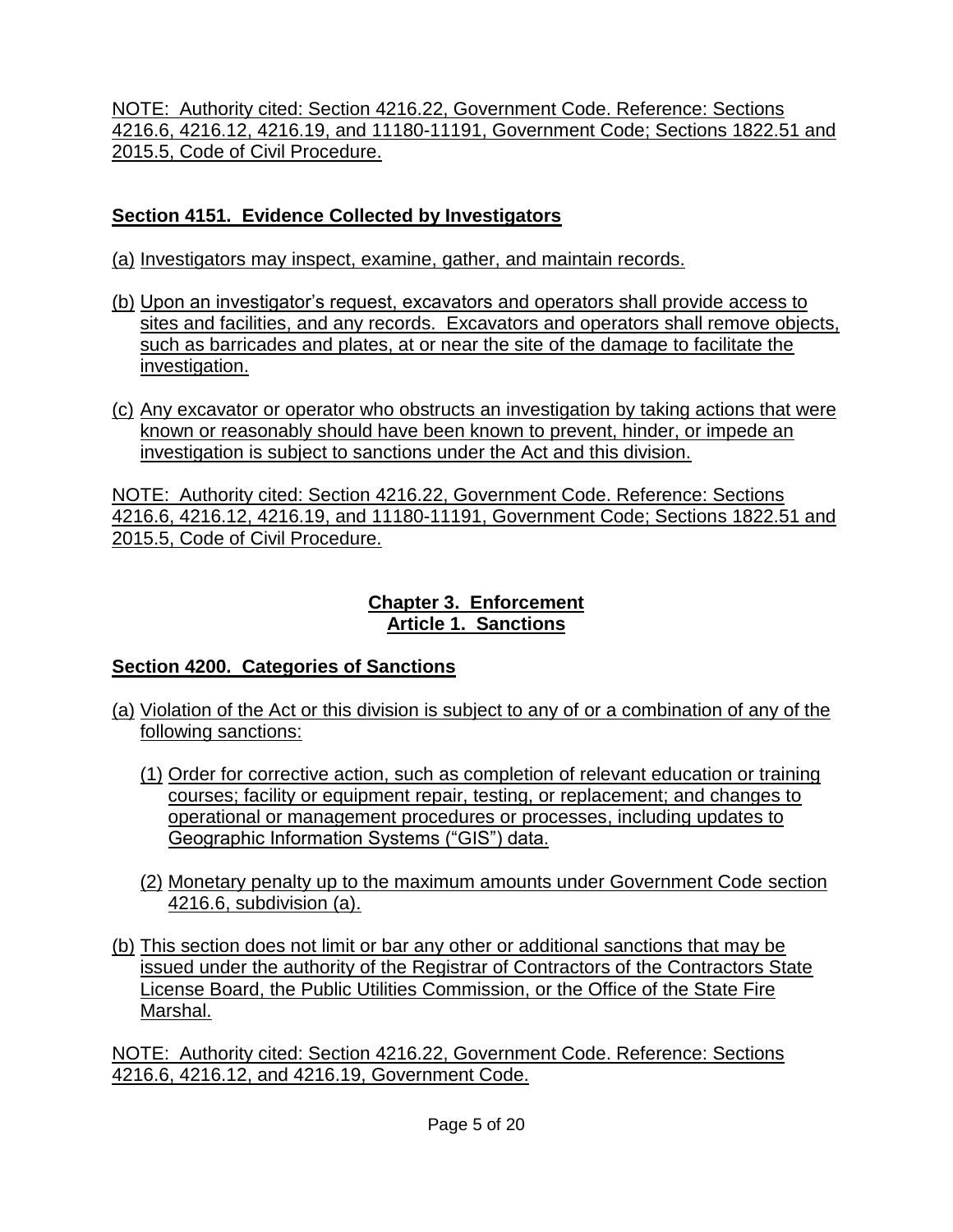NOTE: Authority cited: Section 4216.22, Government Code. Reference: Sections 4216.6, 4216.12, 4216.19, and 11180-11191, Government Code; Sections 1822.51 and 2015.5, Code of Civil Procedure.

## Section 4151. Evidence Collected by Investigators

(a) Investigators may inspect, examine, gather, and maintain records.

(b) Upon an investigator's request, excavators and operators shall provide access to sites and facilities, and any records. Excavators and operators shall remove objects, such as barricades and plates, at or near the site of the damage to facilitate the investigation.

(c) Any excavator or operator who obstructs an investigation by taking actions that were known or reasonably should have been known to prevent, hinder, or impede an investigation is subject to sanctions under the Act and this division.

NOTE: Authority cited: Section 4216.22, Government Code. Reference: Sections 4216.6, 4216.12, 4216.19, and 11180-11191, Government Code; Sections 1822.51 and 2015.5, Code of Civil Procedure.

# Chapter 3. Enforcement

## Article 1. Sanctions

## Section 4200. Categories of Sanctions

(a) Violation of the Act or this division is subject to any of or a combination of any of the following sanctions:

   (1) Order for corrective action, such as completion of relevant education or training courses; facility or equipment repair, testing, or replacement; and changes to operational or management procedures or processes, including updates to Geographic Information Systems ("GIS") data.

   (2) Monetary penalty up to the maximum amounts under Government Code section 4216.6, subdivision (a).

(b) This section does not limit or bar any other or additional sanctions that may be issued under the authority of the Registrar of Contractors of the Contractors State License Board, the Public Utilities Commission, or the Office of the State Fire Marshal.

NOTE: Authority cited: Section 4216.22, Government Code. Reference: Sections 4216.6, 4216.12, and 4216.19, Government Code.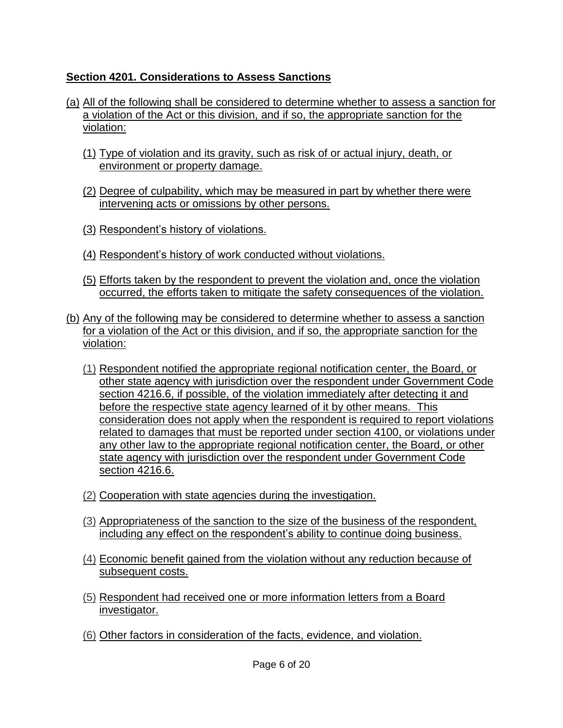**Section 4201. Considerations to Assess Sanctions**

(a) All of the following shall be considered to determine whether to assess a sanction for a violation of the Act or this division, and if so, the appropriate sanction for the violation:

(1) Type of violation and its gravity, such as risk of or actual injury, death, or environment or property damage.

(2) Degree of culpability, which may be measured in part by whether there were intervening acts or omissions by other persons.

(3) Respondent's history of violations.

(4) Respondent's history of work conducted without violations.

(5) Efforts taken by the respondent to prevent the violation and, once the violation occurred, the efforts taken to mitigate the safety consequences of the violation.

(b) Any of the following may be considered to determine whether to assess a sanction for a violation of the Act or this division, and if so, the appropriate sanction for the violation:

(1) Respondent notified the appropriate regional notification center, the Board, or other state agency with jurisdiction over the respondent under Government Code section 4216.6, if possible, of the violation immediately after detecting it and before the respective state agency learned of it by other means. This consideration does not apply when the respondent is required to report violations related to damages that must be reported under section 4100, or violations under any other law to the appropriate regional notification center, the Board, or other state agency with jurisdiction over the respondent under Government Code section 4216.6.

(2) Cooperation with state agencies during the investigation.

(3) Appropriateness of the sanction to the size of the business of the respondent, including any effect on the respondent's ability to continue doing business.

(4) Economic benefit gained from the violation without any reduction because of subsequent costs.

(5) Respondent had received one or more information letters from a Board investigator.

(6) Other factors in consideration of the facts, evidence, and violation.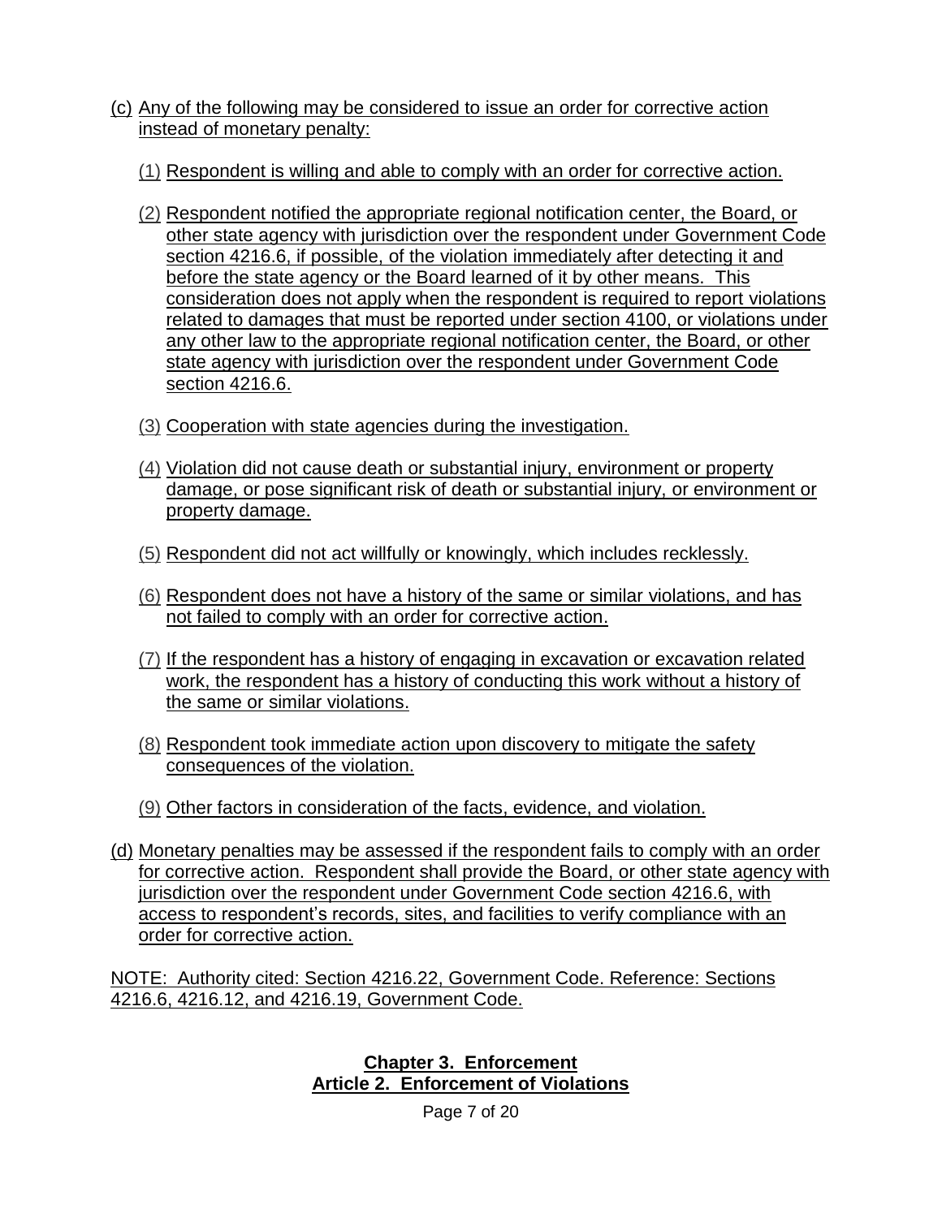(c) Any of the following may be considered to issue an order for corrective action instead of monetary penalty:

(1) Respondent is willing and able to comply with an order for corrective action.

(2) Respondent notified the appropriate regional notification center, the Board, or other state agency with jurisdiction over the respondent under Government Code section 4216.6, if possible, of the violation immediately after detecting it and before the state agency or the Board learned of it by other means. This consideration does not apply when the respondent is required to report violations related to damages that must be reported under section 4100, or violations under any other law to the appropriate regional notification center, the Board, or other state agency with jurisdiction over the respondent under Government Code section 4216.6.

(3) Cooperation with state agencies during the investigation.

(4) Violation did not cause death or substantial injury, environment or property damage, or pose significant risk of death or substantial injury, or environment or property damage.

(5) Respondent did not act willfully or knowingly, which includes recklessly.

(6) Respondent does not have a history of the same or similar violations, and has not failed to comply with an order for corrective action.

(7) If the respondent has a history of engaging in excavation or excavation related work, the respondent has a history of conducting this work without a history of the same or similar violations.

(8) Respondent took immediate action upon discovery to mitigate the safety consequences of the violation.

(9) Other factors in consideration of the facts, evidence, and violation.

(d) Monetary penalties may be assessed if the respondent fails to comply with an order for corrective action. Respondent shall provide the Board, or other state agency with jurisdiction over the respondent under Government Code section 4216.6, with access to respondent's records, sites, and facilities to verify compliance with an order for corrective action.

NOTE: Authority cited: Section 4216.22, Government Code. Reference: Sections 4216.6, 4216.12, and 4216.19, Government Code.

## Chapter 3. Enforcement
## Article 2. Enforcement of Violations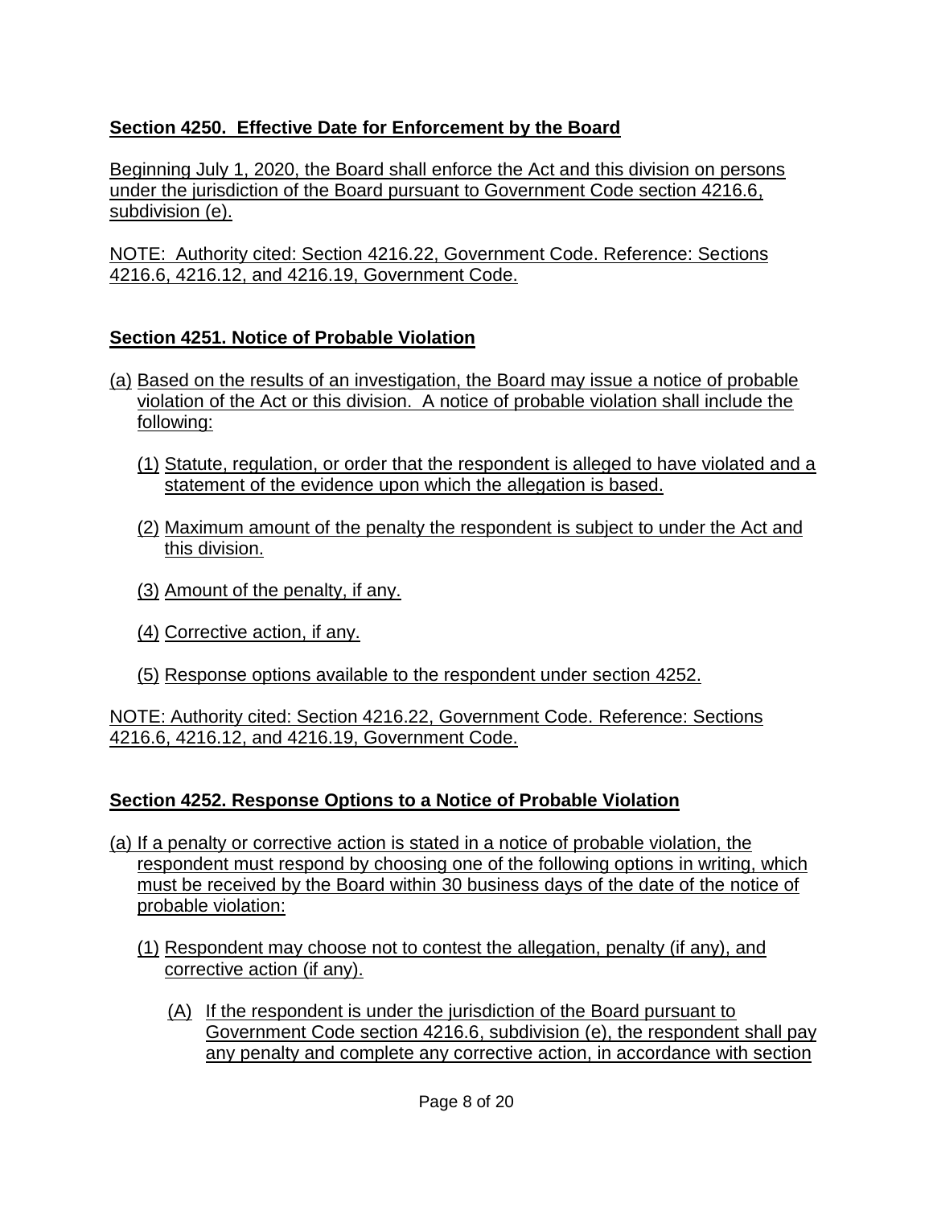## Section 4250. Effective Date for Enforcement by the Board

Beginning July 1, 2020, the Board shall enforce the Act and this division on persons under the jurisdiction of the Board pursuant to Government Code section 4216.6, subdivision (e).

NOTE: Authority cited: Section 4216.22, Government Code. Reference: Sections 4216.6, 4216.12, and 4216.19, Government Code.

## Section 4251. Notice of Probable Violation

(a) Based on the results of an investigation, the Board may issue a notice of probable violation of the Act or this division. A notice of probable violation shall include the following:

   (1) Statute, regulation, or order that the respondent is alleged to have violated and a statement of the evidence upon which the allegation is based.

   (2) Maximum amount of the penalty the respondent is subject to under the Act and this division.

   (3) Amount of the penalty, if any.

   (4) Corrective action, if any.

   (5) Response options available to the respondent under section 4252.

NOTE: Authority cited: Section 4216.22, Government Code. Reference: Sections 4216.6, 4216.12, and 4216.19, Government Code.

## Section 4252. Response Options to a Notice of Probable Violation

(a) If a penalty or corrective action is stated in a notice of probable violation, the respondent must respond by choosing one of the following options in writing, which must be received by the Board within 30 business days of the date of the notice of probable violation:

   (1) Respondent may choose not to contest the allegation, penalty (if any), and corrective action (if any).

      (A) If the respondent is under the jurisdiction of the Board pursuant to Government Code section 4216.6, subdivision (e), the respondent shall pay any penalty and complete any corrective action, in accordance with section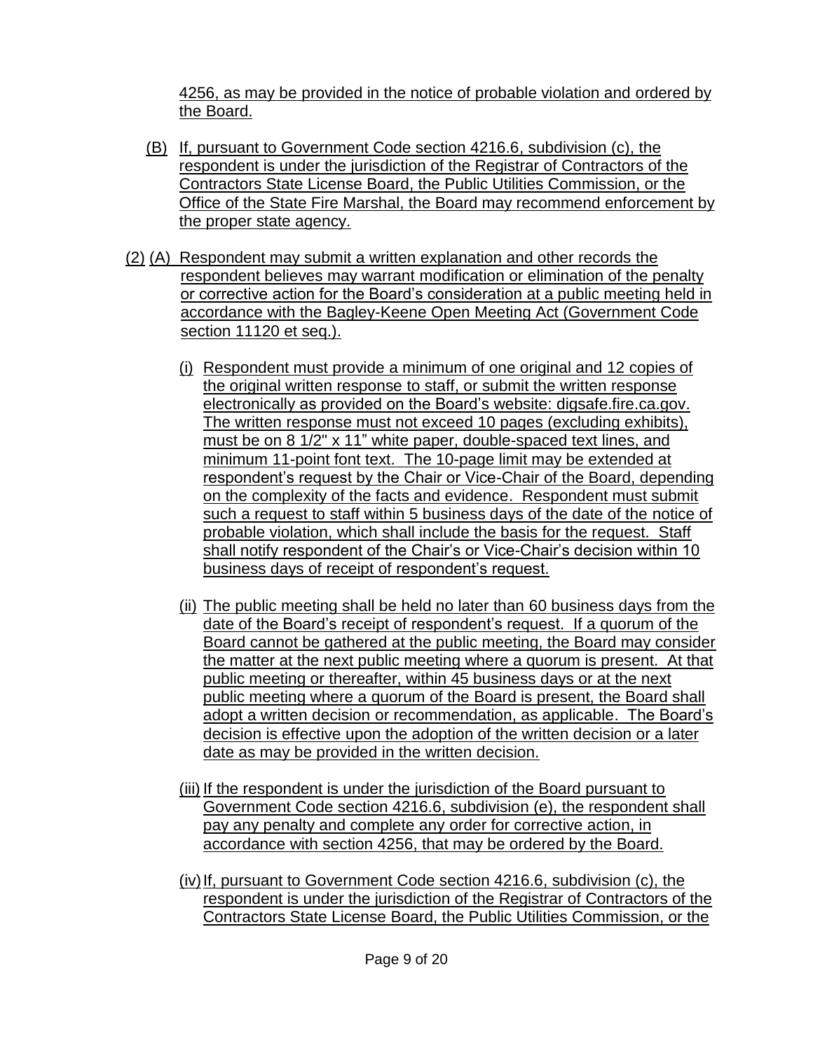4256, as may be provided in the notice of probable violation and ordered by the Board.

(B) If, pursuant to Government Code section 4216.6, subdivision (c), the respondent is under the jurisdiction of the Registrar of Contractors of the Contractors State License Board, the Public Utilities Commission, or the Office of the State Fire Marshal, the Board may recommend enforcement by the proper state agency.

(2) (A) Respondent may submit a written explanation and other records the respondent believes may warrant modification or elimination of the penalty or corrective action for the Board's consideration at a public meeting held in accordance with the Bagley-Keene Open Meeting Act (Government Code section 11120 et seq.).

(i) Respondent must provide a minimum of one original and 12 copies of the original written response to staff, or submit the written response electronically as provided on the Board's website: digsafe.fire.ca.gov. The written response must not exceed 10 pages (excluding exhibits), must be on 8 1/2" x 11" white paper, double-spaced text lines, and minimum 11-point font text. The 10-page limit may be extended at respondent's request by the Chair or Vice-Chair of the Board, depending on the complexity of the facts and evidence. Respondent must submit such a request to staff within 5 business days of the date of the notice of probable violation, which shall include the basis for the request. Staff shall notify respondent of the Chair's or Vice-Chair's decision within 10 business days of receipt of respondent's request.

(ii) The public meeting shall be held no later than 60 business days from the date of the Board's receipt of respondent's request. If a quorum of the Board cannot be gathered at the public meeting, the Board may consider the matter at the next public meeting where a quorum is present. At that public meeting or thereafter, within 45 business days or at the next public meeting where a quorum of the Board is present, the Board shall adopt a written decision or recommendation, as applicable. The Board's decision is effective upon the adoption of the written decision or a later date as may be provided in the written decision.

(iii) If the respondent is under the jurisdiction of the Board pursuant to Government Code section 4216.6, subdivision (e), the respondent shall pay any penalty and complete any order for corrective action, in accordance with section 4256, that may be ordered by the Board.

(iv) If, pursuant to Government Code section 4216.6, subdivision (c), the respondent is under the jurisdiction of the Registrar of Contractors of the Contractors State License Board, the Public Utilities Commission, or the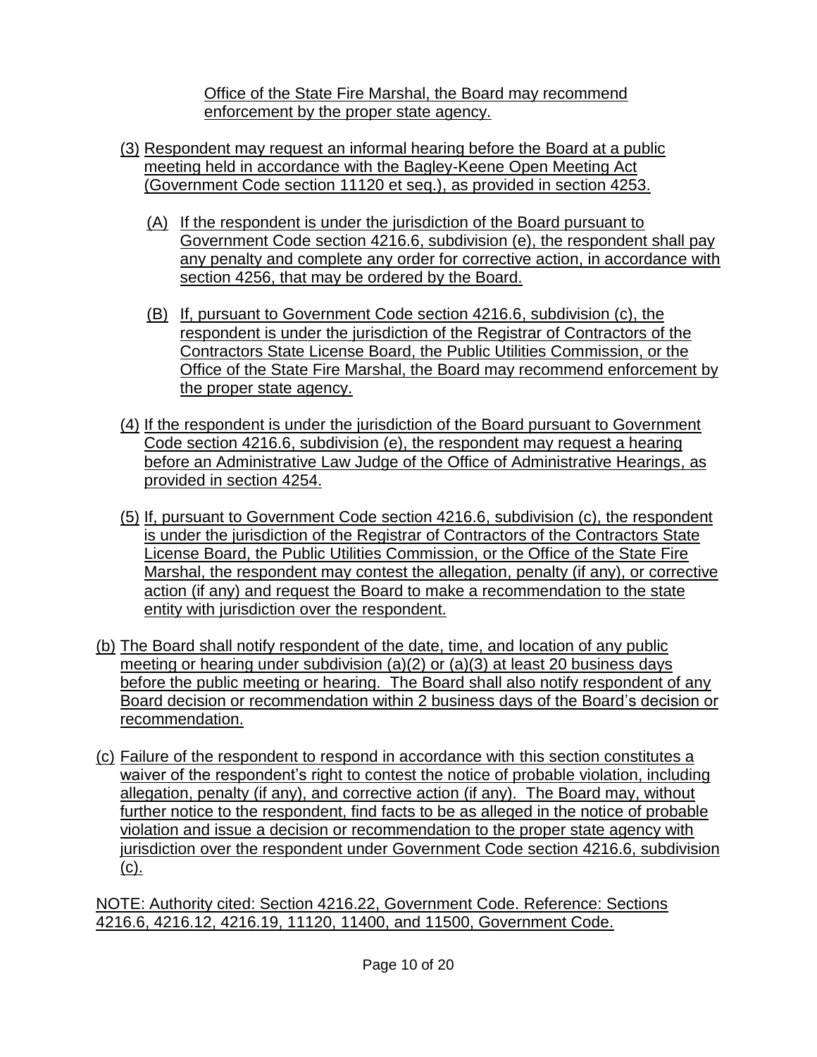Office of the State Fire Marshal, the Board may recommend enforcement by the proper state agency.

(3) Respondent may request an informal hearing before the Board at a public meeting held in accordance with the Bagley-Keene Open Meeting Act (Government Code section 11120 et seq.), as provided in section 4253.

(A) If the respondent is under the jurisdiction of the Board pursuant to Government Code section 4216.6, subdivision (e), the respondent shall pay any penalty and complete any order for corrective action, in accordance with section 4256, that may be ordered by the Board.

(B) If, pursuant to Government Code section 4216.6, subdivision (c), the respondent is under the jurisdiction of the Registrar of Contractors of the Contractors State License Board, the Public Utilities Commission, or the Office of the State Fire Marshal, the Board may recommend enforcement by the proper state agency.

(4) If the respondent is under the jurisdiction of the Board pursuant to Government Code section 4216.6, subdivision (e), the respondent may request a hearing before an Administrative Law Judge of the Office of Administrative Hearings, as provided in section 4254.

(5) If, pursuant to Government Code section 4216.6, subdivision (c), the respondent is under the jurisdiction of the Registrar of Contractors of the Contractors State License Board, the Public Utilities Commission, or the Office of the State Fire Marshal, the respondent may contest the allegation, penalty (if any), or corrective action (if any) and request the Board to make a recommendation to the state entity with jurisdiction over the respondent.

(b) The Board shall notify respondent of the date, time, and location of any public meeting or hearing under subdivision (a)(2) or (a)(3) at least 20 business days before the public meeting or hearing. The Board shall also notify respondent of any Board decision or recommendation within 2 business days of the Board's decision or recommendation.

(c) Failure of the respondent to respond in accordance with this section constitutes a waiver of the respondent's right to contest the notice of probable violation, including allegation, penalty (if any), and corrective action (if any). The Board may, without further notice to the respondent, find facts to be as alleged in the notice of probable violation and issue a decision or recommendation to the proper state agency with jurisdiction over the respondent under Government Code section 4216.6, subdivision (c).

NOTE: Authority cited: Section 4216.22, Government Code. Reference: Sections 4216.6, 4216.12, 4216.19, 11120, 11400, and 11500, Government Code.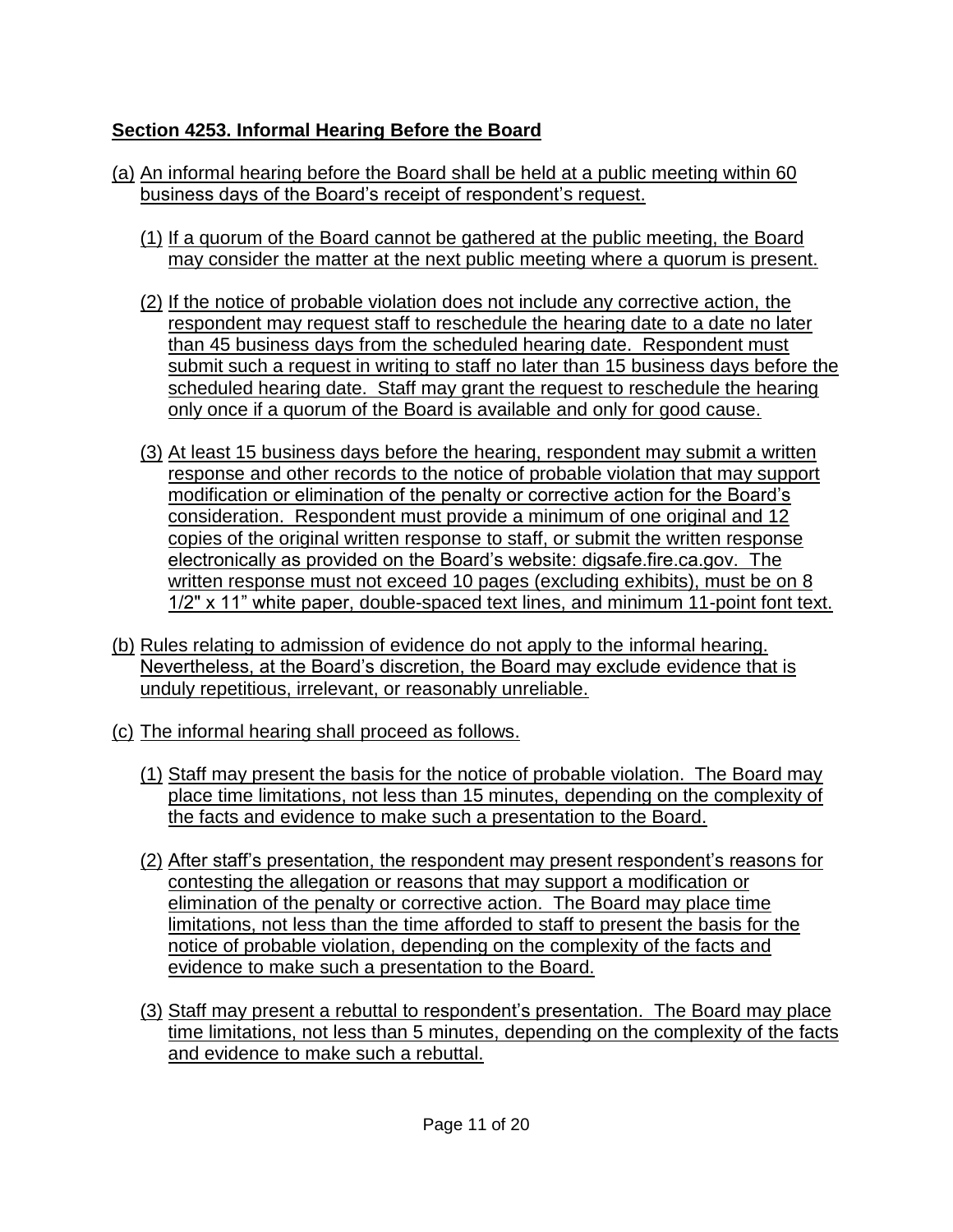**Section 4253. Informal Hearing Before the Board**

(a) An informal hearing before the Board shall be held at a public meeting within 60 business days of the Board's receipt of respondent's request.

   (1) If a quorum of the Board cannot be gathered at the public meeting, the Board may consider the matter at the next public meeting where a quorum is present.

   (2) If the notice of probable violation does not include any corrective action, the respondent may request staff to reschedule the hearing date to a date no later than 45 business days from the scheduled hearing date. Respondent must submit such a request in writing to staff no later than 15 business days before the scheduled hearing date. Staff may grant the request to reschedule the hearing only once if a quorum of the Board is available and only for good cause.

   (3) At least 15 business days before the hearing, respondent may submit a written response and other records to the notice of probable violation that may support modification or elimination of the penalty or corrective action for the Board's consideration. Respondent must provide a minimum of one original and 12 copies of the original written response to staff, or submit the written response electronically as provided on the Board's website: digsafe.fire.ca.gov. The written response must not exceed 10 pages (excluding exhibits), must be on 8 1/2" x 11" white paper, double-spaced text lines, and minimum 11-point font text.

(b) Rules relating to admission of evidence do not apply to the informal hearing. Nevertheless, at the Board's discretion, the Board may exclude evidence that is unduly repetitious, irrelevant, or reasonably unreliable.

(c) The informal hearing shall proceed as follows.

   (1) Staff may present the basis for the notice of probable violation. The Board may place time limitations, not less than 15 minutes, depending on the complexity of the facts and evidence to make such a presentation to the Board.

   (2) After staff's presentation, the respondent may present respondent's reasons for contesting the allegation or reasons that may support a modification or elimination of the penalty or corrective action. The Board may place time limitations, not less than the time afforded to staff to present the basis for the notice of probable violation, depending on the complexity of the facts and evidence to make such a presentation to the Board.

   (3) Staff may present a rebuttal to respondent's presentation. The Board may place time limitations, not less than 5 minutes, depending on the complexity of the facts and evidence to make such a rebuttal.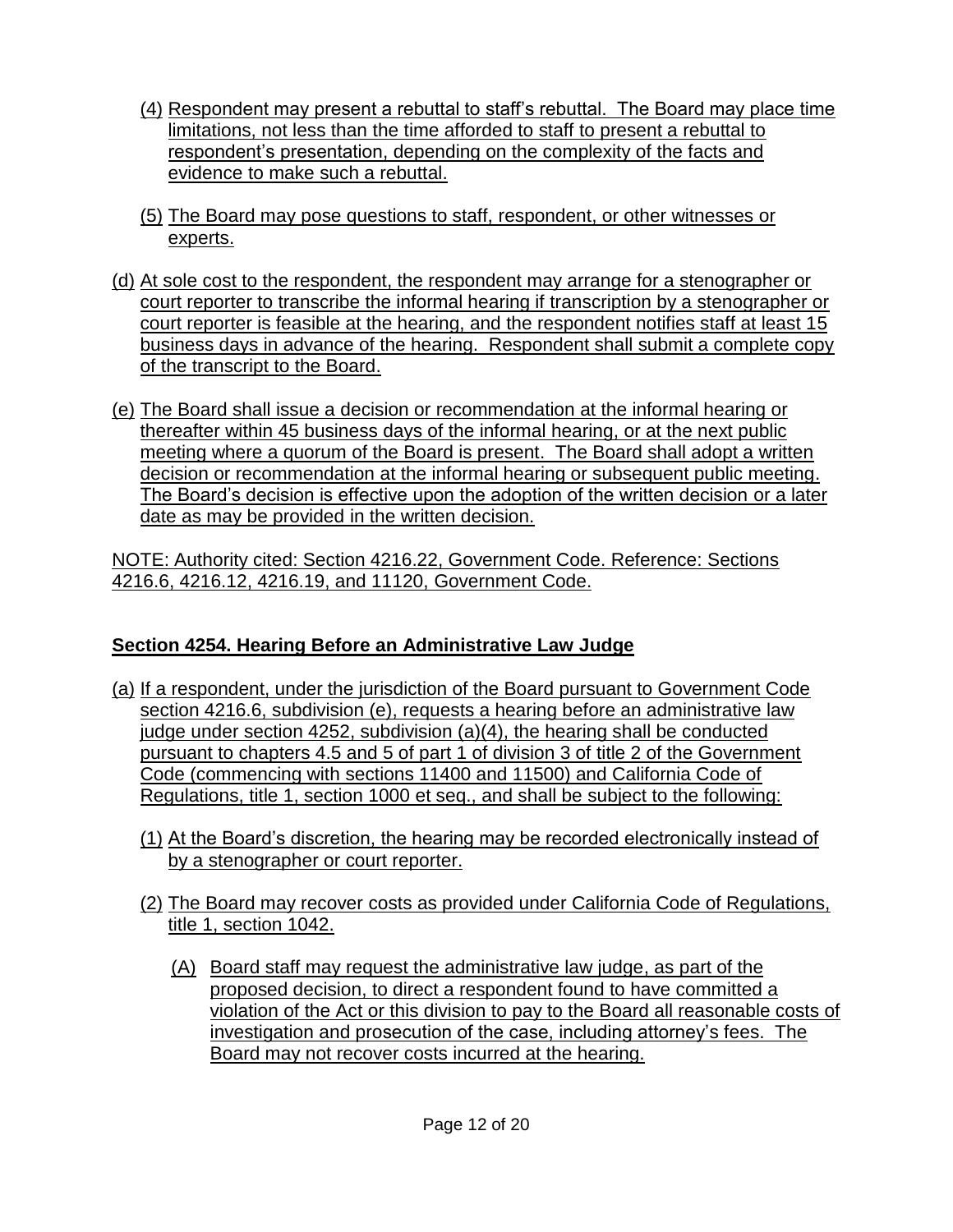(4) Respondent may present a rebuttal to staff's rebuttal. The Board may place time limitations, not less than the time afforded to staff to present a rebuttal to respondent's presentation, depending on the complexity of the facts and evidence to make such a rebuttal.

(5) The Board may pose questions to staff, respondent, or other witnesses or experts.

(d) At sole cost to the respondent, the respondent may arrange for a stenographer or court reporter to transcribe the informal hearing if transcription by a stenographer or court reporter is feasible at the hearing, and the respondent notifies staff at least 15 business days in advance of the hearing. Respondent shall submit a complete copy of the transcript to the Board.

(e) The Board shall issue a decision or recommendation at the informal hearing or thereafter within 45 business days of the informal hearing, or at the next public meeting where a quorum of the Board is present. The Board shall adopt a written decision or recommendation at the informal hearing or subsequent public meeting. The Board's decision is effective upon the adoption of the written decision or a later date as may be provided in the written decision.

NOTE: Authority cited: Section 4216.22, Government Code. Reference: Sections 4216.6, 4216.12, 4216.19, and 11120, Government Code.

## Section 4254. Hearing Before an Administrative Law Judge

(a) If a respondent, under the jurisdiction of the Board pursuant to Government Code section 4216.6, subdivision (e), requests a hearing before an administrative law judge under section 4252, subdivision (a)(4), the hearing shall be conducted pursuant to chapters 4.5 and 5 of part 1 of division 3 of title 2 of the Government Code (commencing with sections 11400 and 11500) and California Code of Regulations, title 1, section 1000 et seq., and shall be subject to the following:

(1) At the Board's discretion, the hearing may be recorded electronically instead of by a stenographer or court reporter.

(2) The Board may recover costs as provided under California Code of Regulations, title 1, section 1042.

(A) Board staff may request the administrative law judge, as part of the proposed decision, to direct a respondent found to have committed a violation of the Act or this division to pay to the Board all reasonable costs of investigation and prosecution of the case, including attorney's fees. The Board may not recover costs incurred at the hearing.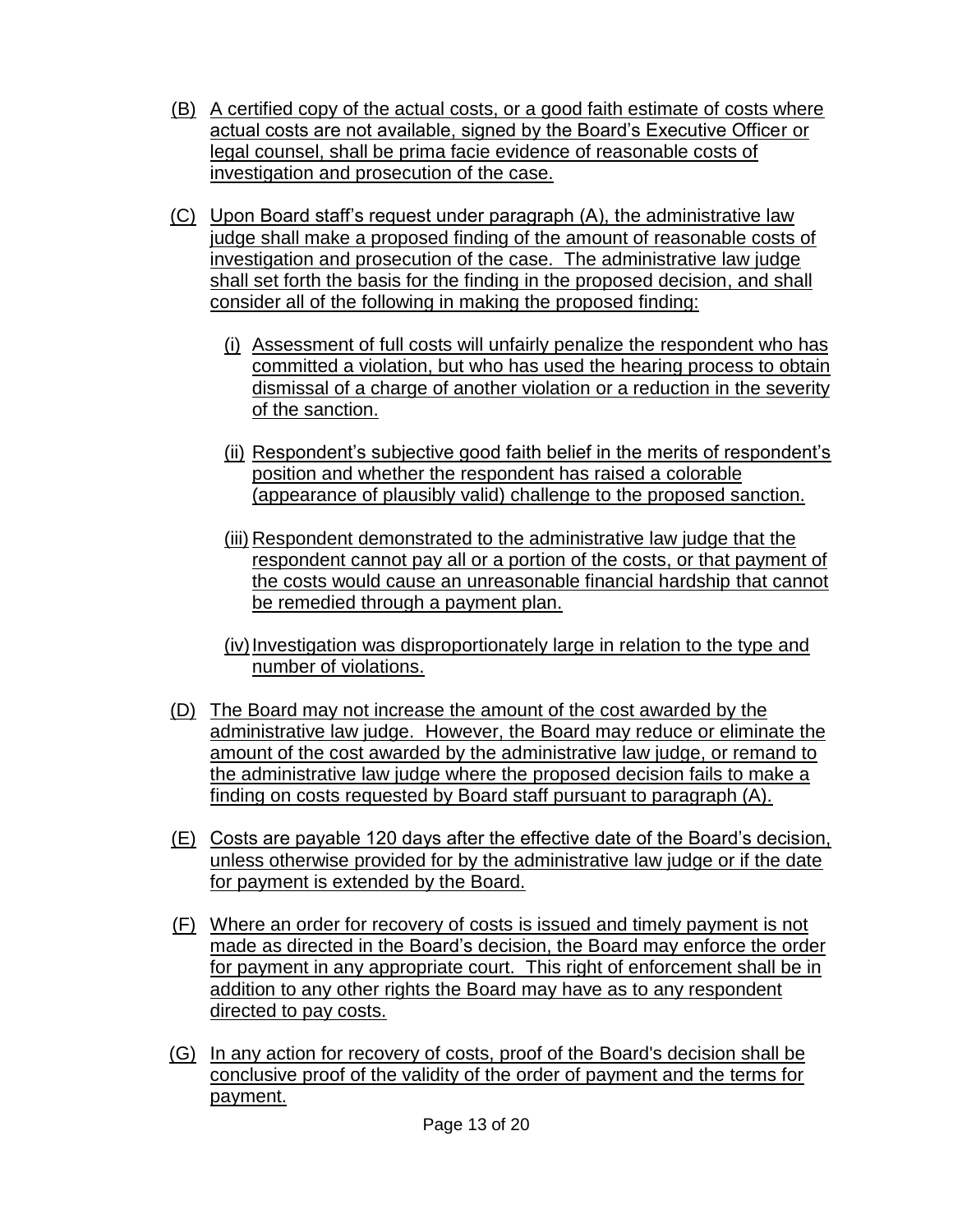(B) A certified copy of the actual costs, or a good faith estimate of costs where actual costs are not available, signed by the Board's Executive Officer or legal counsel, shall be prima facie evidence of reasonable costs of investigation and prosecution of the case.

(C) Upon Board staff's request under paragraph (A), the administrative law judge shall make a proposed finding of the amount of reasonable costs of investigation and prosecution of the case. The administrative law judge shall set forth the basis for the finding in the proposed decision, and shall consider all of the following in making the proposed finding:

   (i) Assessment of full costs will unfairly penalize the respondent who has committed a violation, but who has used the hearing process to obtain dismissal of a charge of another violation or a reduction in the severity of the sanction.

   (ii) Respondent's subjective good faith belief in the merits of respondent's position and whether the respondent has raised a colorable (appearance of plausibly valid) challenge to the proposed sanction.

   (iii) Respondent demonstrated to the administrative law judge that the respondent cannot pay all or a portion of the costs, or that payment of the costs would cause an unreasonable financial hardship that cannot be remedied through a payment plan.

   (iv) Investigation was disproportionately large in relation to the type and number of violations.

(D) The Board may not increase the amount of the cost awarded by the administrative law judge. However, the Board may reduce or eliminate the amount of the cost awarded by the administrative law judge, or remand to the administrative law judge where the proposed decision fails to make a finding on costs requested by Board staff pursuant to paragraph (A).

(E) Costs are payable 120 days after the effective date of the Board's decision, unless otherwise provided for by the administrative law judge or if the date for payment is extended by the Board.

(F) Where an order for recovery of costs is issued and timely payment is not made as directed in the Board's decision, the Board may enforce the order for payment in any appropriate court. This right of enforcement shall be in addition to any other rights the Board may have as to any respondent directed to pay costs.

(G) In any action for recovery of costs, proof of the Board's decision shall be conclusive proof of the validity of the order of payment and the terms for payment.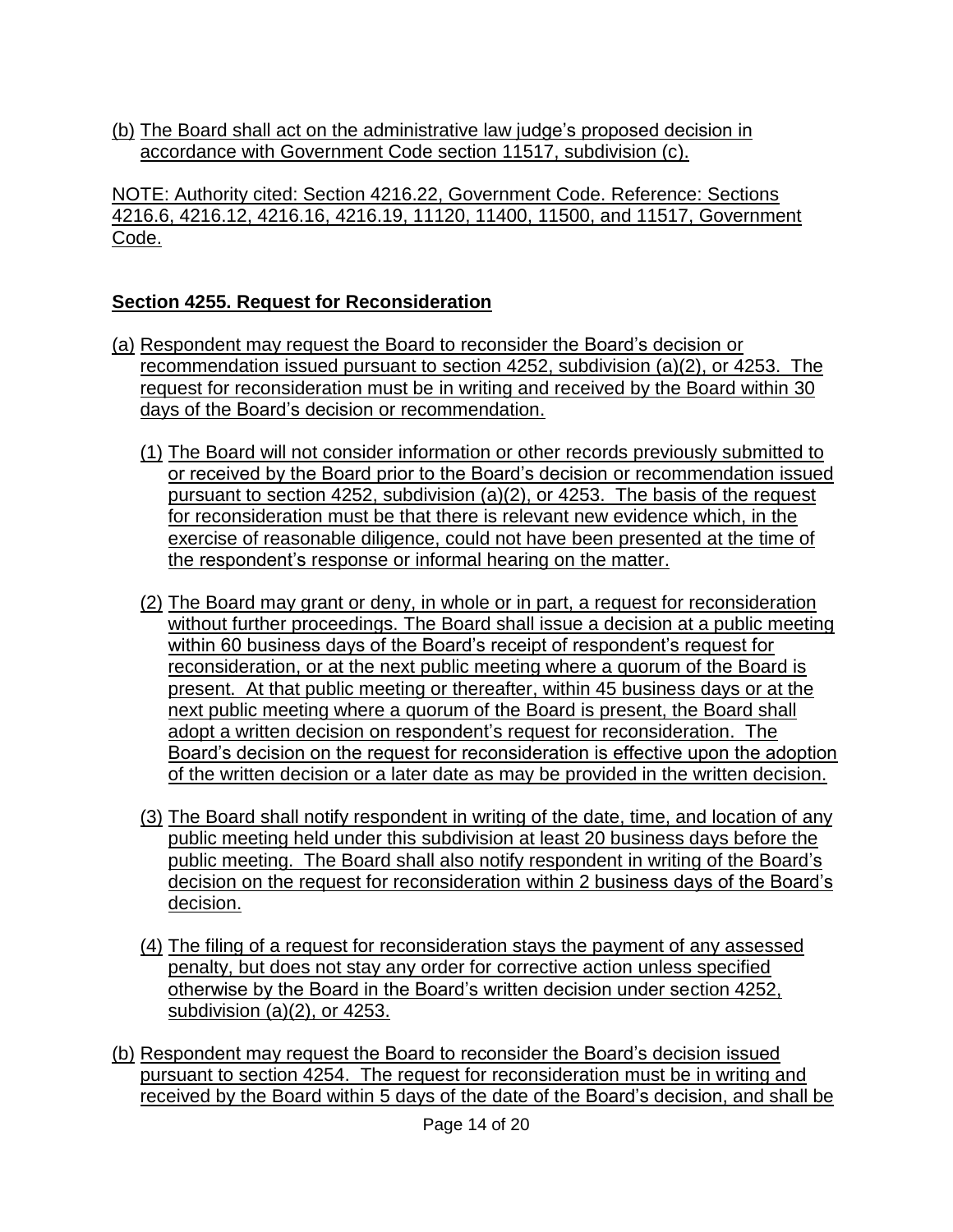(b) The Board shall act on the administrative law judge's proposed decision in accordance with Government Code section 11517, subdivision (c).

NOTE: Authority cited: Section 4216.22, Government Code. Reference: Sections 4216.6, 4216.12, 4216.16, 4216.19, 11120, 11400, 11500, and 11517, Government Code.

**Section 4255. Request for Reconsideration**

(a) Respondent may request the Board to reconsider the Board's decision or recommendation issued pursuant to section 4252, subdivision (a)(2), or 4253. The request for reconsideration must be in writing and received by the Board within 30 days of the Board's decision or recommendation.

   (1) The Board will not consider information or other records previously submitted to or received by the Board prior to the Board's decision or recommendation issued pursuant to section 4252, subdivision (a)(2), or 4253. The basis of the request for reconsideration must be that there is relevant new evidence which, in the exercise of reasonable diligence, could not have been presented at the time of the respondent's response or informal hearing on the matter.

   (2) The Board may grant or deny, in whole or in part, a request for reconsideration without further proceedings. The Board shall issue a decision at a public meeting within 60 business days of the Board's receipt of respondent's request for reconsideration, or at the next public meeting where a quorum of the Board is present. At that public meeting or thereafter, within 45 business days or at the next public meeting where a quorum of the Board is present, the Board shall adopt a written decision on respondent's request for reconsideration. The Board's decision on the request for reconsideration is effective upon the adoption of the written decision or a later date as may be provided in the written decision.

   (3) The Board shall notify respondent in writing of the date, time, and location of any public meeting held under this subdivision at least 20 business days before the public meeting. The Board shall also notify respondent in writing of the Board's decision on the request for reconsideration within 2 business days of the Board's decision.

   (4) The filing of a request for reconsideration stays the payment of any assessed penalty, but does not stay any order for corrective action unless specified otherwise by the Board in the Board's written decision under section 4252, subdivision (a)(2), or 4253.

(b) Respondent may request the Board to reconsider the Board's decision issued pursuant to section 4254. The request for reconsideration must be in writing and received by the Board within 5 days of the date of the Board's decision, and shall be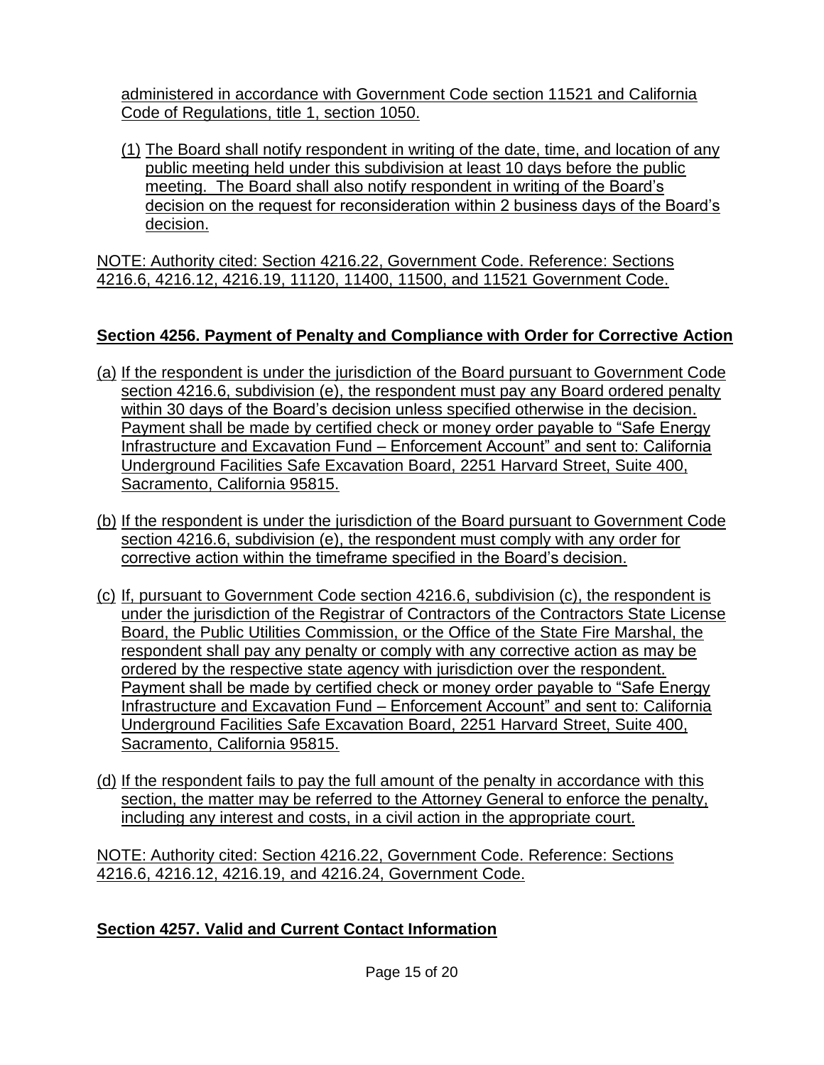administered in accordance with Government Code section 11521 and California Code of Regulations, title 1, section 1050.

(1) The Board shall notify respondent in writing of the date, time, and location of any public meeting held under this subdivision at least 10 days before the public meeting. The Board shall also notify respondent in writing of the Board's decision on the request for reconsideration within 2 business days of the Board's decision.

NOTE: Authority cited: Section 4216.22, Government Code. Reference: Sections 4216.6, 4216.12, 4216.19, 11120, 11400, 11500, and 11521 Government Code.

## Section 4256. Payment of Penalty and Compliance with Order for Corrective Action

(a) If the respondent is under the jurisdiction of the Board pursuant to Government Code section 4216.6, subdivision (e), the respondent must pay any Board ordered penalty within 30 days of the Board's decision unless specified otherwise in the decision. Payment shall be made by certified check or money order payable to "Safe Energy Infrastructure and Excavation Fund – Enforcement Account" and sent to: California Underground Facilities Safe Excavation Board, 2251 Harvard Street, Suite 400, Sacramento, California 95815.

(b) If the respondent is under the jurisdiction of the Board pursuant to Government Code section 4216.6, subdivision (e), the respondent must comply with any order for corrective action within the timeframe specified in the Board's decision.

(c) If, pursuant to Government Code section 4216.6, subdivision (c), the respondent is under the jurisdiction of the Registrar of Contractors of the Contractors State License Board, the Public Utilities Commission, or the Office of the State Fire Marshal, the respondent shall pay any penalty or comply with any corrective action as may be ordered by the respective state agency with jurisdiction over the respondent. Payment shall be made by certified check or money order payable to "Safe Energy Infrastructure and Excavation Fund – Enforcement Account" and sent to: California Underground Facilities Safe Excavation Board, 2251 Harvard Street, Suite 400, Sacramento, California 95815.

(d) If the respondent fails to pay the full amount of the penalty in accordance with this section, the matter may be referred to the Attorney General to enforce the penalty, including any interest and costs, in a civil action in the appropriate court.

NOTE: Authority cited: Section 4216.22, Government Code. Reference: Sections 4216.6, 4216.12, 4216.19, and 4216.24, Government Code.

## Section 4257. Valid and Current Contact Information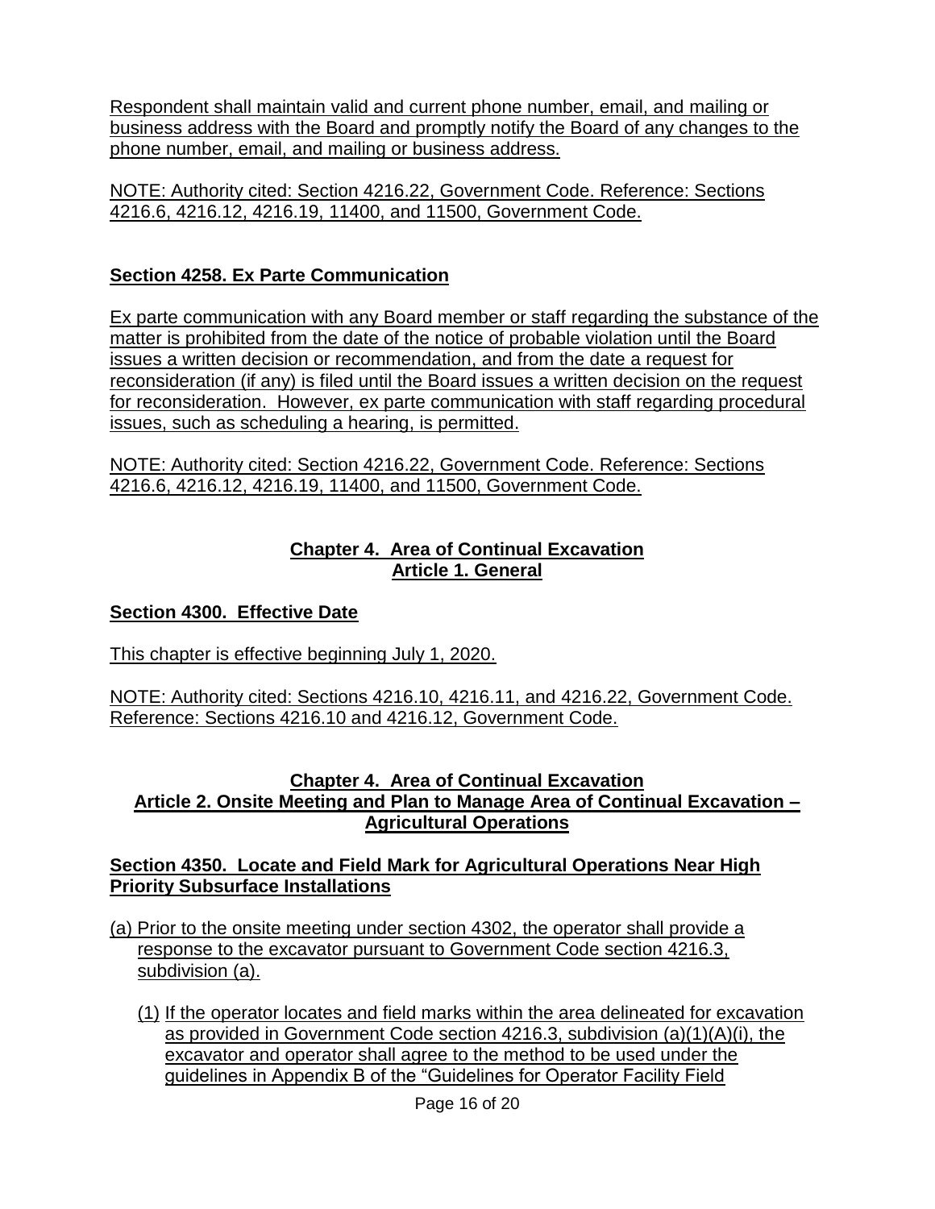Respondent shall maintain valid and current phone number, email, and mailing or business address with the Board and promptly notify the Board of any changes to the phone number, email, and mailing or business address.

NOTE: Authority cited: Section 4216.22, Government Code. Reference: Sections 4216.6, 4216.12, 4216.19, 11400, and 11500, Government Code.

## Section 4258. Ex Parte Communication

Ex parte communication with any Board member or staff regarding the substance of the matter is prohibited from the date of the notice of probable violation until the Board issues a written decision or recommendation, and from the date a request for reconsideration (if any) is filed until the Board issues a written decision on the request for reconsideration. However, ex parte communication with staff regarding procedural issues, such as scheduling a hearing, is permitted.

NOTE: Authority cited: Section 4216.22, Government Code. Reference: Sections 4216.6, 4216.12, 4216.19, 11400, and 11500, Government Code.

# Chapter 4. Area of Continual Excavation
# Article 1. General

## Section 4300. Effective Date

This chapter is effective beginning July 1, 2020.

NOTE: Authority cited: Sections 4216.10, 4216.11, and 4216.22, Government Code. Reference: Sections 4216.10 and 4216.12, Government Code.

# Chapter 4. Area of Continual Excavation
# Article 2. Onsite Meeting and Plan to Manage Area of Continual Excavation – Agricultural Operations

## Section 4350. Locate and Field Mark for Agricultural Operations Near High Priority Subsurface Installations

(a) Prior to the onsite meeting under section 4302, the operator shall provide a response to the excavator pursuant to Government Code section 4216.3, subdivision (a).

(1) If the operator locates and field marks within the area delineated for excavation as provided in Government Code section 4216.3, subdivision (a)(1)(A)(i), the excavator and operator shall agree to the method to be used under the guidelines in Appendix B of the "Guidelines for Operator Facility Field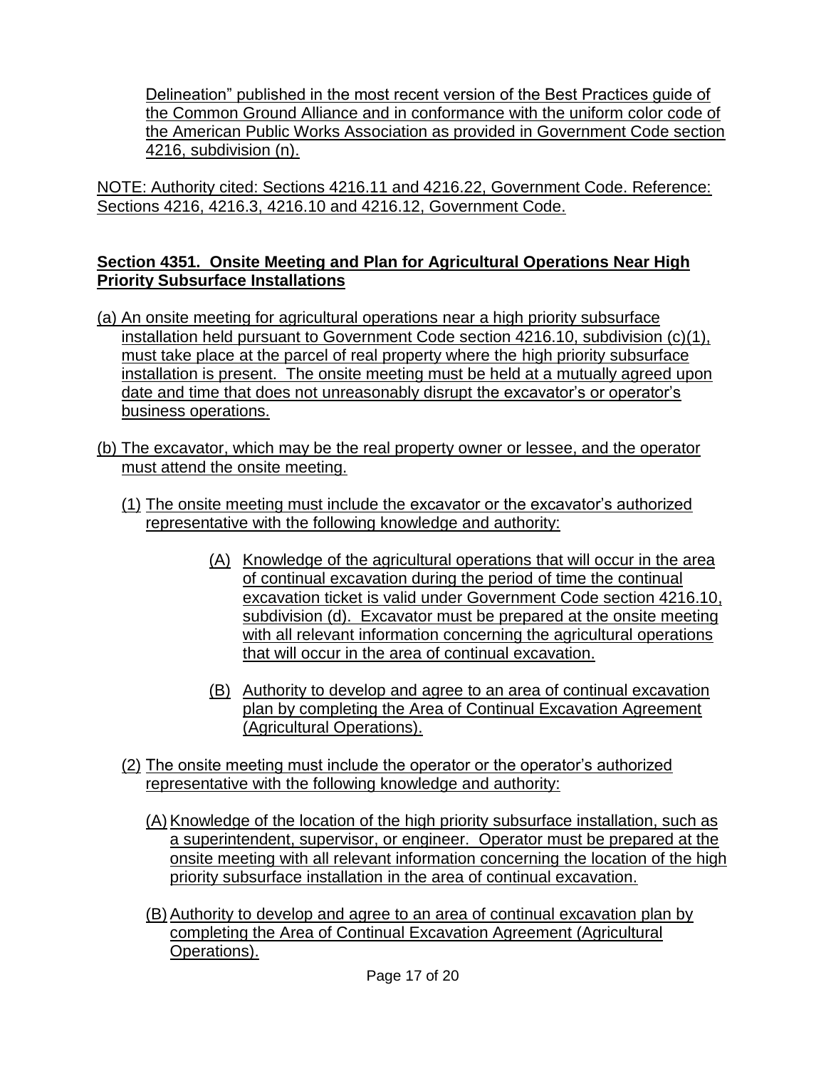Delineation" published in the most recent version of the Best Practices guide of the Common Ground Alliance and in conformance with the uniform color code of the American Public Works Association as provided in Government Code section 4216, subdivision (n).

NOTE: Authority cited: Sections 4216.11 and 4216.22, Government Code. Reference: Sections 4216, 4216.3, 4216.10 and 4216.12, Government Code.

**Section 4351. Onsite Meeting and Plan for Agricultural Operations Near High Priority Subsurface Installations**

(a) An onsite meeting for agricultural operations near a high priority subsurface installation held pursuant to Government Code section 4216.10, subdivision (c)(1), must take place at the parcel of real property where the high priority subsurface installation is present. The onsite meeting must be held at a mutually agreed upon date and time that does not unreasonably disrupt the excavator's or operator's business operations.

(b) The excavator, which may be the real property owner or lessee, and the operator must attend the onsite meeting.

(1) The onsite meeting must include the excavator or the excavator's authorized representative with the following knowledge and authority:

(A) Knowledge of the agricultural operations that will occur in the area of continual excavation during the period of time the continual excavation ticket is valid under Government Code section 4216.10, subdivision (d). Excavator must be prepared at the onsite meeting with all relevant information concerning the agricultural operations that will occur in the area of continual excavation.

(B) Authority to develop and agree to an area of continual excavation plan by completing the Area of Continual Excavation Agreement (Agricultural Operations).

(2) The onsite meeting must include the operator or the operator's authorized representative with the following knowledge and authority:

(A) Knowledge of the location of the high priority subsurface installation, such as a superintendent, supervisor, or engineer. Operator must be prepared at the onsite meeting with all relevant information concerning the location of the high priority subsurface installation in the area of continual excavation.

(B) Authority to develop and agree to an area of continual excavation plan by completing the Area of Continual Excavation Agreement (Agricultural Operations).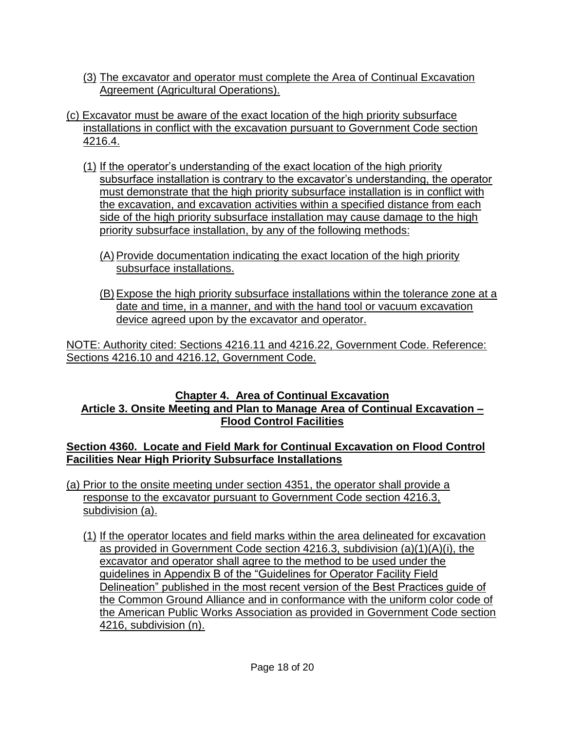(3) The excavator and operator must complete the Area of Continual Excavation Agreement (Agricultural Operations).

(c) Excavator must be aware of the exact location of the high priority subsurface installations in conflict with the excavation pursuant to Government Code section 4216.4.

(1) If the operator's understanding of the exact location of the high priority subsurface installation is contrary to the excavator's understanding, the operator must demonstrate that the high priority subsurface installation is in conflict with the excavation, and excavation activities within a specified distance from each side of the high priority subsurface installation may cause damage to the high priority subsurface installation, by any of the following methods:

(A) Provide documentation indicating the exact location of the high priority subsurface installations.

(B) Expose the high priority subsurface installations within the tolerance zone at a date and time, in a manner, and with the hand tool or vacuum excavation device agreed upon by the excavator and operator.

NOTE: Authority cited: Sections 4216.11 and 4216.22, Government Code. Reference: Sections 4216.10 and 4216.12, Government Code.

## Chapter 4. Area of Continual Excavation
## Article 3. Onsite Meeting and Plan to Manage Area of Continual Excavation – Flood Control Facilities

### Section 4360. Locate and Field Mark for Continual Excavation on Flood Control Facilities Near High Priority Subsurface Installations

(a) Prior to the onsite meeting under section 4351, the operator shall provide a response to the excavator pursuant to Government Code section 4216.3, subdivision (a).

(1) If the operator locates and field marks within the area delineated for excavation as provided in Government Code section 4216.3, subdivision (a)(1)(A)(i), the excavator and operator shall agree to the method to be used under the guidelines in Appendix B of the "Guidelines for Operator Facility Field Delineation" published in the most recent version of the Best Practices guide of the Common Ground Alliance and in conformance with the uniform color code of the American Public Works Association as provided in Government Code section 4216, subdivision (n).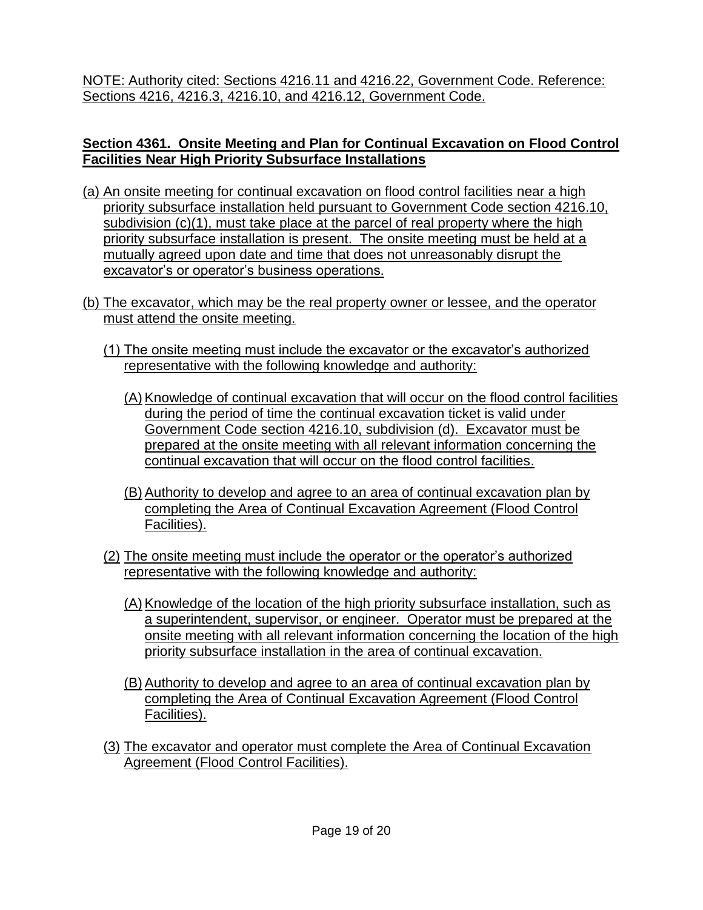NOTE: Authority cited: Sections 4216.11 and 4216.22, Government Code. Reference: Sections 4216, 4216.3, 4216.10, and 4216.12, Government Code.

**Section 4361. Onsite Meeting and Plan for Continual Excavation on Flood Control Facilities Near High Priority Subsurface Installations**

(a) An onsite meeting for continual excavation on flood control facilities near a high priority subsurface installation held pursuant to Government Code section 4216.10, subdivision (c)(1), must take place at the parcel of real property where the high priority subsurface installation is present. The onsite meeting must be held at a mutually agreed upon date and time that does not unreasonably disrupt the excavator's or operator's business operations.

(b) The excavator, which may be the real property owner or lessee, and the operator must attend the onsite meeting.

  (1) The onsite meeting must include the excavator or the excavator's authorized representative with the following knowledge and authority:

    (A) Knowledge of continual excavation that will occur on the flood control facilities during the period of time the continual excavation ticket is valid under Government Code section 4216.10, subdivision (d). Excavator must be prepared at the onsite meeting with all relevant information concerning the continual excavation that will occur on the flood control facilities.

    (B) Authority to develop and agree to an area of continual excavation plan by completing the Area of Continual Excavation Agreement (Flood Control Facilities).

  (2) The onsite meeting must include the operator or the operator's authorized representative with the following knowledge and authority:

    (A) Knowledge of the location of the high priority subsurface installation, such as a superintendent, supervisor, or engineer. Operator must be prepared at the onsite meeting with all relevant information concerning the location of the high priority subsurface installation in the area of continual excavation.

    (B) Authority to develop and agree to an area of continual excavation plan by completing the Area of Continual Excavation Agreement (Flood Control Facilities).

  (3) The excavator and operator must complete the Area of Continual Excavation Agreement (Flood Control Facilities).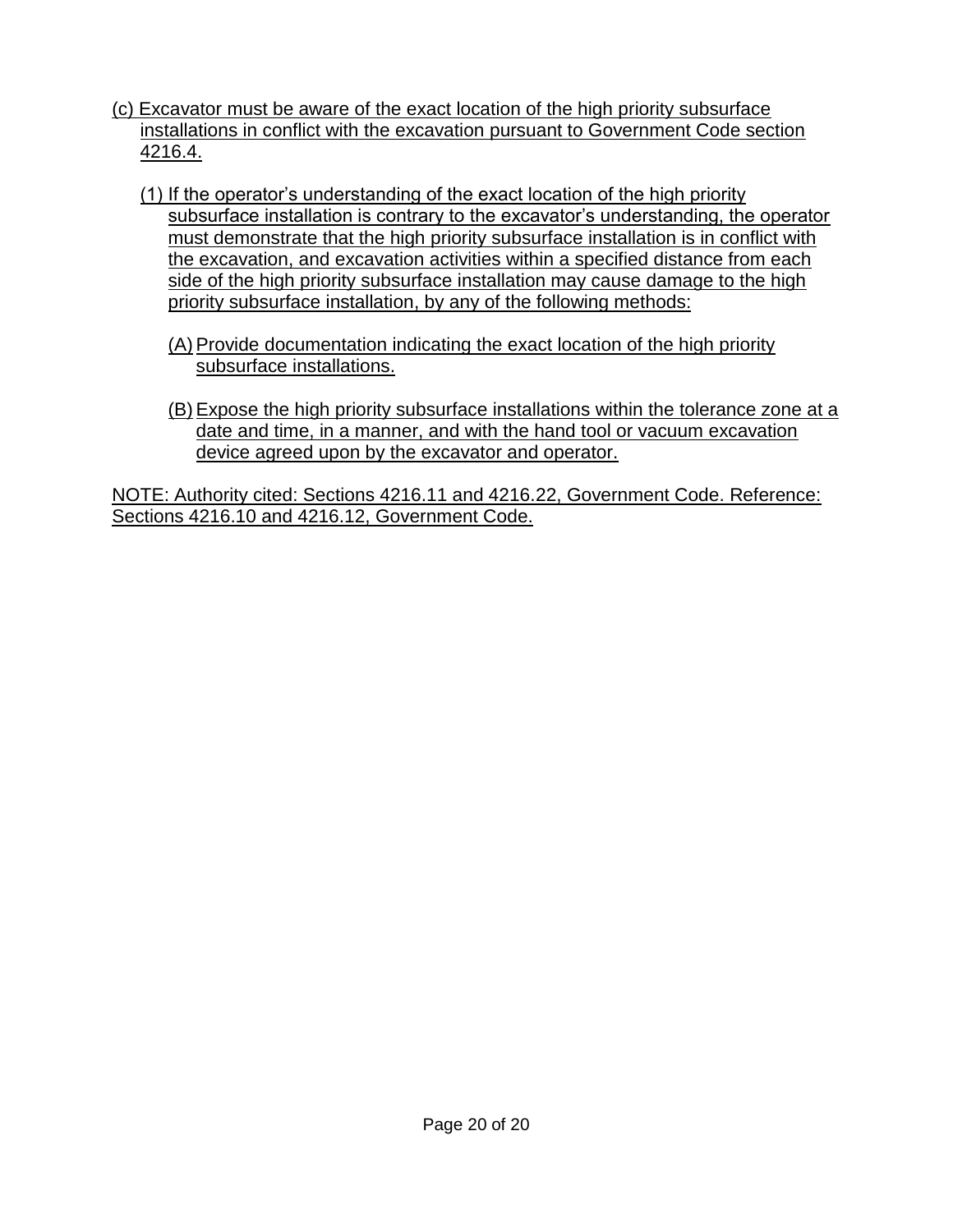(c) Excavator must be aware of the exact location of the high priority subsurface installations in conflict with the excavation pursuant to Government Code section 4216.4.

(1) If the operator's understanding of the exact location of the high priority subsurface installation is contrary to the excavator's understanding, the operator must demonstrate that the high priority subsurface installation is in conflict with the excavation, and excavation activities within a specified distance from each side of the high priority subsurface installation may cause damage to the high priority subsurface installation, by any of the following methods:

(A) Provide documentation indicating the exact location of the high priority subsurface installations.

(B) Expose the high priority subsurface installations within the tolerance zone at a date and time, in a manner, and with the hand tool or vacuum excavation device agreed upon by the excavator and operator.

NOTE: Authority cited: Sections 4216.11 and 4216.22, Government Code. Reference: Sections 4216.10 and 4216.12, Government Code.